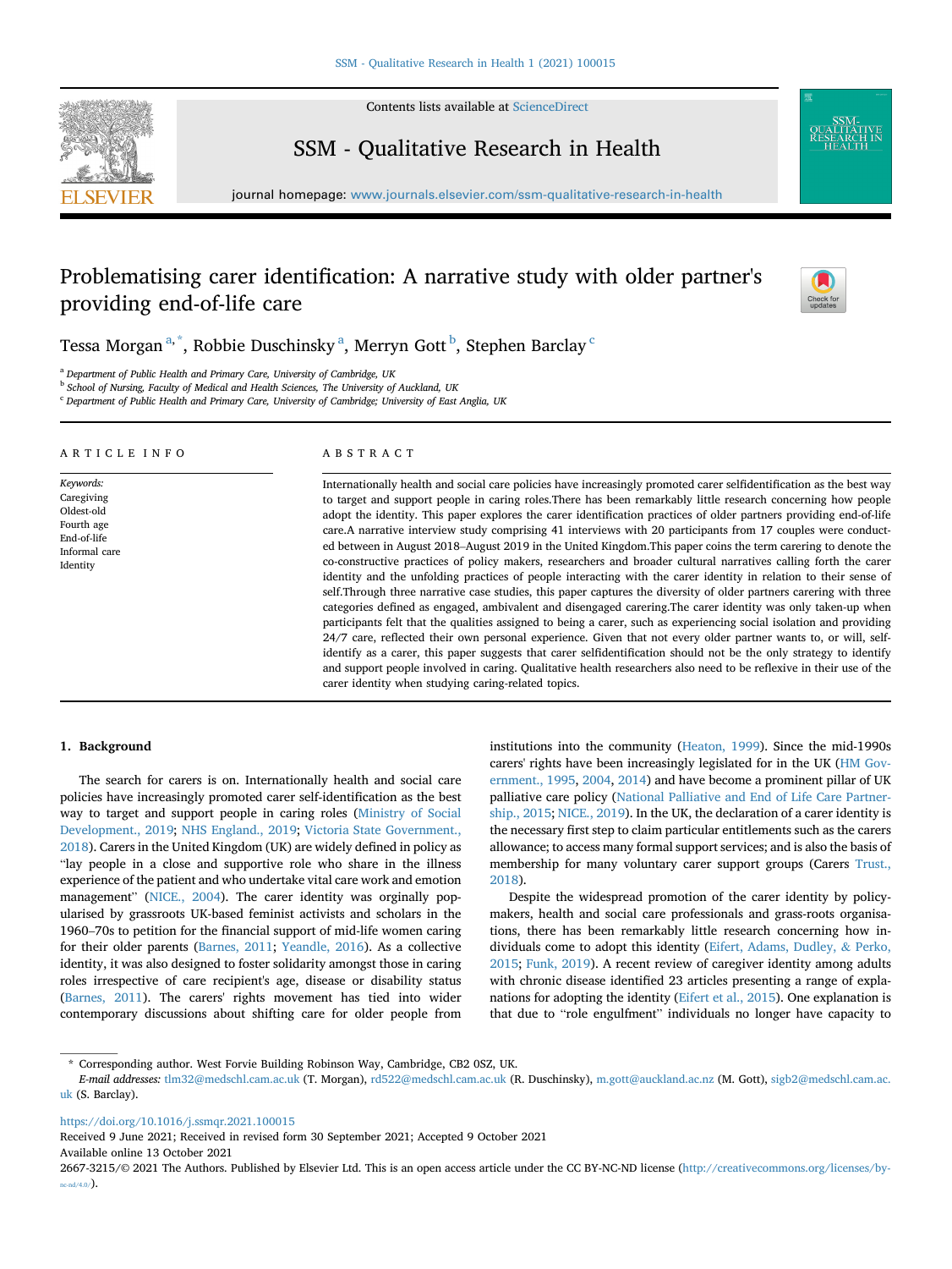# Problematising carer identification: A narrative study with older partner's providing end-of-life care

Tessa Morgan [a,*], Robbie Duschinsky [a], Merryn Gott [b], Stephen Barclay [c]

[a] Department of Public Health and Primary Care, University of Cambridge, UK

[b] School of Nursing, Faculty of Medical and Health Sciences, The University of Auckland, UK

[c] Department of Public Health and Primary Care, University of Cambridge; University of East Anglia, UK

## ARTICLE INFO

*Keywords:*
Caregiving
Oldest-old
Fourth age
End-of-life
Informal care
Identity

## ABSTRACT

Internationally health and social care policies have increasingly promoted carer selfidentification as the best way to target and support people in caring roles.There has been remarkably little research concerning how people adopt the identity. This paper explores the carer identification practices of older partners providing end-of-life care.A narrative interview study comprising 41 interviews with 20 participants from 17 couples were conducted between in August 2018–August 2019 in the United Kingdom.This paper coins the term carering to denote the co-constructive practices of policy makers, researchers and broader cultural narratives calling forth the carer identity and the unfolding practices of people interacting with the carer identity in relation to their sense of self.Through three narrative case studies, this paper captures the diversity of older partners carering with three categories defined as engaged, ambivalent and disengaged carering.The carer identity was only taken-up when participants felt that the qualities assigned to being a carer, such as experiencing social isolation and providing 24/7 care, reflected their own personal experience. Given that not every older partner wants to, or will, self-identify as a carer, this paper suggests that carer selfidentification should not be the only strategy to identify and support people involved in caring. Qualitative health researchers also need to be reflexive in their use of the carer identity when studying caring-related topics.

## 1. Background

The search for carers is on. Internationally health and social care policies have increasingly promoted carer self-identification as the best way to target and support people in caring roles (Ministry of Social Development., 2019; NHS England., 2019; Victoria State Government., 2018). Carers in the United Kingdom (UK) are widely defined in policy as "lay people in a close and supportive role who share in the illness experience of the patient and who undertake vital care work and emotion management" (NICE., 2004). The carer identity was orginally popularised by grassroots UK-based feminist activists and scholars in the 1960–70s to petition for the financial support of mid-life women caring for their older parents (Barnes, 2011; Yeandle, 2016). As a collective identity, it was also designed to foster solidarity amongst those in caring roles irrespective of care recipient's age, disease or disability status (Barnes, 2011). The carers' rights movement has tied into wider contemporary discussions about shifting care for older people from institutions into the community (Heaton, 1999). Since the mid-1990s carers' rights have been increasingly legislated for in the UK (HM Government., 1995, 2004, 2014) and have become a prominent pillar of UK palliative care policy (National Palliative and End of Life Care Partnership., 2015; NICE., 2019). In the UK, the declaration of a carer identity is the necessary first step to claim particular entitlements such as the carers allowance; to access many formal support services; and is also the basis of membership for many voluntary carer support groups (Carers Trust., 2018).

Despite the widespread promotion of the carer identity by policymakers, health and social care professionals and grass-roots organisations, there has been remarkably little research concerning how individuals come to adopt this identity (Eifert, Adams, Dudley, & Perko, 2015; Funk, 2019). A recent review of caregiver identity among adults with chronic disease identified 23 articles presenting a range of explanations for adopting the identity (Eifert et al., 2015). One explanation is that due to "role engulfment" individuals no longer have capacity to

\* Corresponding author. West Forvie Building Robinson Way, Cambridge, CB2 0SZ, UK.

*E-mail addresses:* tlm32@medschl.cam.ac.uk (T. Morgan), rd522@medschl.cam.ac.uk (R. Duschinsky), m.gott@auckland.ac.nz (M. Gott), sigb2@medschl.cam.ac.uk (S. Barclay).

https://doi.org/10.1016/j.ssmqr.2021.100015

Received 9 June 2021; Received in revised form 30 September 2021; Accepted 9 October 2021

Available online 13 October 2021

2667-3215/© 2021 The Authors. Published by Elsevier Ltd. This is an open access article under the CC BY-NC-ND license (http://creativecommons.org/licenses/by-nc-nd/4.0/).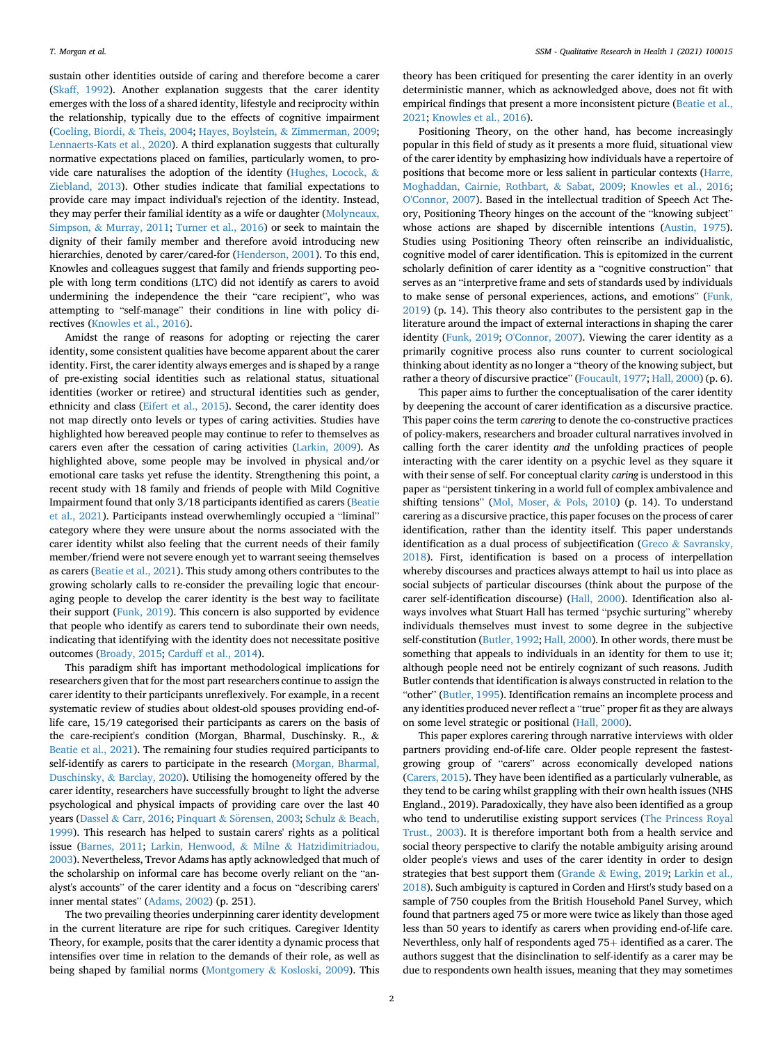sustain other identities outside of caring and therefore become a carer (Skaff, 1992). Another explanation suggests that the carer identity emerges with the loss of a shared identity, lifestyle and reciprocity within the relationship, typically due to the effects of cognitive impairment (Coeling, Biordi, & Theis, 2004; Hayes, Boylstein, & Zimmerman, 2009; Lennaerts-Kats et al., 2020). A third explanation suggests that culturally normative expectations placed on families, particularly women, to provide care naturalises the adoption of the identity (Hughes, Locock, & Ziebland, 2013). Other studies indicate that familial expectations to provide care may impact individual's rejection of the identity. Instead, they may perfer their familial identity as a wife or daughter (Molyneaux, Simpson, & Murray, 2011; Turner et al., 2016) or seek to maintain the dignity of their family member and therefore avoid introducing new hierarchies, denoted by carer/cared-for (Henderson, 2001). To this end, Knowles and colleagues suggest that family and friends supporting people with long term conditions (LTC) did not identify as carers to avoid undermining the independence the their "care recipient", who was attempting to "self-manage" their conditions in line with policy directives (Knowles et al., 2016).

Amidst the range of reasons for adopting or rejecting the carer identity, some consistent qualities have become apparent about the carer identity. First, the carer identity always emerges and is shaped by a range of pre-existing social identities such as relational status, situational identities (worker or retiree) and structural identities such as gender, ethnicity and class (Eifert et al., 2015). Second, the carer identity does not map directly onto levels or types of caring activities. Studies have highlighted how bereaved people may continue to refer to themselves as carers even after the cessation of caring activities (Larkin, 2009). As highlighted above, some people may be involved in physical and/or emotional care tasks yet refuse the identity. Strengthening this point, a recent study with 18 family and friends of people with Mild Cognitive Impairment found that only 3/18 participants identified as carers (Beatie et al., 2021). Participants instead overwhelmingly occupied a "liminal" category where they were unsure about the norms associated with the carer identity whilst also feeling that the current needs of their family member/friend were not severe enough yet to warrant seeing themselves as carers (Beatie et al., 2021). This study among others contributes to the growing scholarly calls to re-consider the prevailing logic that encouraging people to develop the carer identity is the best way to facilitate their support (Funk, 2019). This concern is also supported by evidence that people who identify as carers tend to subordinate their own needs, indicating that identifying with the identity does not necessitate positive outcomes (Broady, 2015; Carduff et al., 2014).

This paradigm shift has important methodological implications for researchers given that for the most part researchers continue to assign the carer identity to their participants unreflexively. For example, in a recent systematic review of studies about oldest-old spouses providing end-of-life care, 15/19 categorised their participants as carers on the basis of the care-recipient's condition (Morgan, Bharmal, Duschinsky. R., & Beatie et al., 2021). The remaining four studies required participants to self-identify as carers to participate in the research (Morgan, Bharmal, Duschinsky, & Barclay, 2020). Utilising the homogeneity offered by the carer identity, researchers have successfully brought to light the adverse psychological and physical impacts of providing care over the last 40 years (Dassel & Carr, 2016; Pinquart & Sörensen, 2003; Schulz & Beach, 1999). This research has helped to sustain carers' rights as a political issue (Barnes, 2011; Larkin, Henwood, & Milne & Hatzidimitriadou, 2003). Nevertheless, Trevor Adams has aptly acknowledged that much of the scholarship on informal care has become overly reliant on the "analyst's accounts" of the carer identity and a focus on "describing carers' inner mental states" (Adams, 2002) (p. 251).

The two prevailing theories underpinning carer identity development in the current literature are ripe for such critiques. Caregiver Identity Theory, for example, posits that the carer identity a dynamic process that intensifies over time in relation to the demands of their role, as well as being shaped by familial norms (Montgomery & Kosloski, 2009). This theory has been critiqued for presenting the carer identity in an overly deterministic manner, which as acknowledged above, does not fit with empirical findings that present a more inconsistent picture (Beatie et al., 2021; Knowles et al., 2016).

Positioning Theory, on the other hand, has become increasingly popular in this field of study as it presents a more fluid, situational view of the carer identity by emphasizing how individuals have a repertoire of positions that become more or less salient in particular contexts (Harre, Moghaddan, Cairnie, Rothbart, & Sabat, 2009; Knowles et al., 2016; O'Connor, 2007). Based in the intellectual tradition of Speech Act Theory, Positioning Theory hinges on the account of the "knowing subject" whose actions are shaped by discernible intentions (Austin, 1975). Studies using Positioning Theory often reinscribe an individualistic, cognitive model of carer identification. This is epitomized in the current scholarly definition of carer identity as a "cognitive construction" that serves as an "interpretive frame and sets of standards used by individuals to make sense of personal experiences, actions, and emotions" (Funk, 2019) (p. 14). This theory also contributes to the persistent gap in the literature around the impact of external interactions in shaping the carer identity (Funk, 2019; O'Connor, 2007). Viewing the carer identity as a primarily cognitive process also runs counter to current sociological thinking about identity as no longer a "theory of the knowing subject, but rather a theory of discursive practice" (Foucault, 1977; Hall, 2000) (p. 6).

This paper aims to further the conceptualisation of the carer identity by deepening the account of carer identification as a discursive practice. This paper coins the term *carering* to denote the co-constructive practices of policy-makers, researchers and broader cultural narratives involved in calling forth the carer identity *and* the unfolding practices of people interacting with the carer identity on a psychic level as they square it with their sense of self. For conceptual clarity *caring* is understood in this paper as "persistent tinkering in a world full of complex ambivalence and shifting tensions" (Mol, Moser, & Pols, 2010) (p. 14). To understand carering as a discursive practice, this paper focuses on the process of carer identification, rather than the identity itself. This paper understands identification as a dual process of subjectification (Greco & Savransky, 2018). First, identification is based on a process of interpellation whereby discourses and practices always attempt to hail us into place as social subjects of particular discourses (think about the purpose of the carer self-identification discourse) (Hall, 2000). Identification also always involves what Stuart Hall has termed "psychic surturing" whereby individuals themselves must invest to some degree in the subjective self-constitution (Butler, 1992; Hall, 2000). In other words, there must be something that appeals to individuals in an identity for them to use it; although people need not be entirely cognizant of such reasons. Judith Butler contends that identification is always constructed in relation to the "other" (Butler, 1995). Identification remains an incomplete process and any identities produced never reflect a "true" proper fit as they are always on some level strategic or positional (Hall, 2000).

This paper explores carering through narrative interviews with older partners providing end-of-life care. Older people represent the fastest-growing group of "carers" across economically developed nations (Carers, 2015). They have been identified as a particularly vulnerable, as they tend to be caring whilst grappling with their own health issues (NHS England., 2019). Paradoxically, they have also been identified as a group who tend to underutilise existing support services (The Princess Royal Trust., 2003). It is therefore important both from a health service and social theory perspective to clarify the notable ambiguity arising around older people's views and uses of the carer identity in order to design strategies that best support them (Grande & Ewing, 2019; Larkin et al., 2018). Such ambiguity is captured in Corden and Hirst's study based on a sample of 750 couples from the British Household Panel Survey, which found that partners aged 75 or more were twice as likely than those aged less than 50 years to identify as carers when providing end-of-life care. Neverthless, only half of respondents aged 75+ identified as a carer. The authors suggest that the disinclination to self-identify as a carer may be due to respondents own health issues, meaning that they may sometimes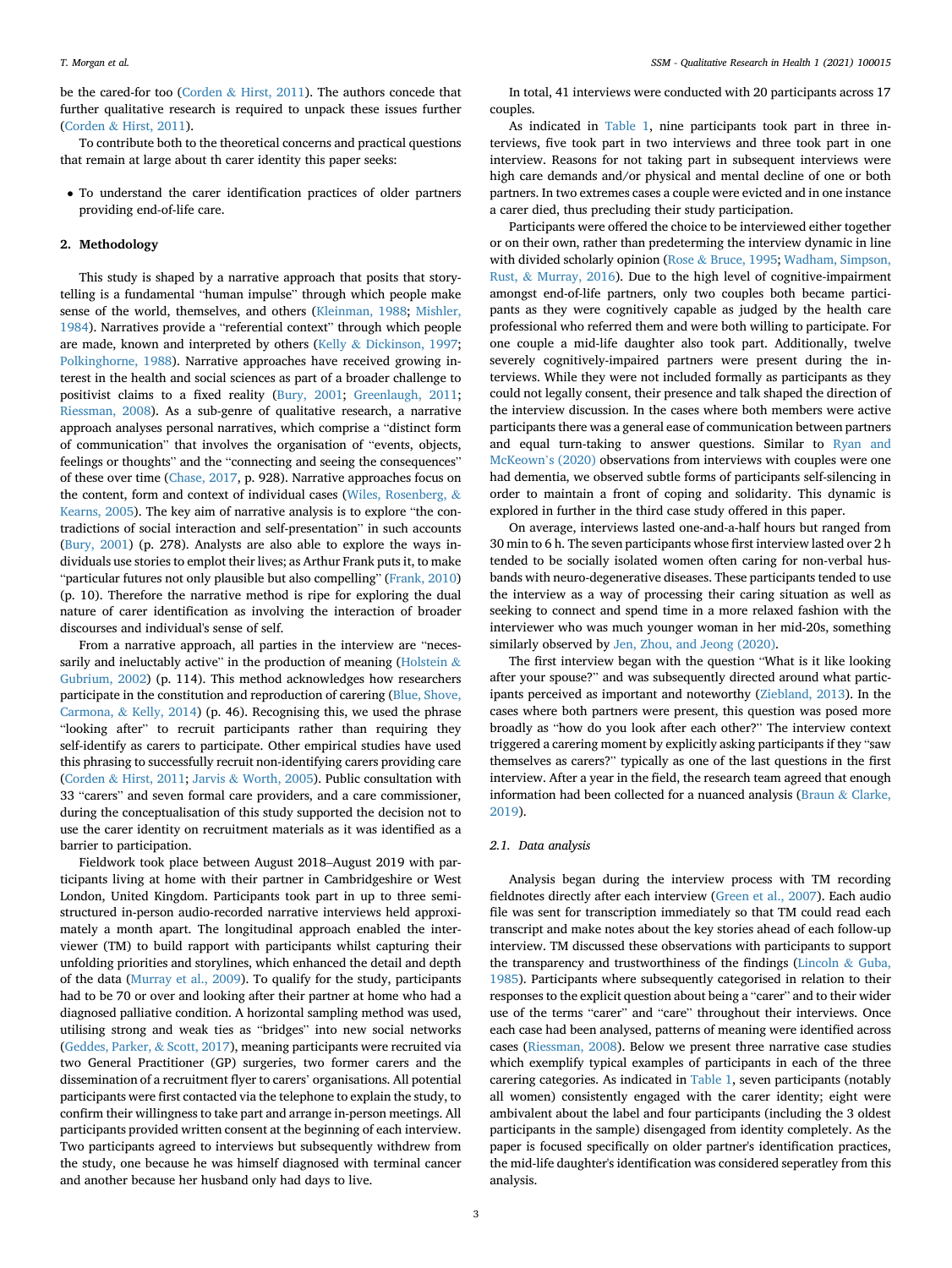be the cared-for too (Corden & Hirst, 2011). The authors concede that further qualitative research is required to unpack these issues further (Corden & Hirst, 2011).

To contribute both to the theoretical concerns and practical questions that remain at large about th carer identity this paper seeks:

- To understand the carer identification practices of older partners providing end-of-life care.

## 2. Methodology

This study is shaped by a narrative approach that posits that story-telling is a fundamental "human impulse" through which people make sense of the world, themselves, and others (Kleinman, 1988; Mishler, 1984). Narratives provide a "referential context" through which people are made, known and interpreted by others (Kelly & Dickinson, 1997; Polkinghorne, 1988). Narrative approaches have received growing interest in the health and social sciences as part of a broader challenge to positivist claims to a fixed reality (Bury, 2001; Greenlaugh, 2011; Riessman, 2008). As a sub-genre of qualitative research, a narrative approach analyses personal narratives, which comprise a "distinct form of communication" that involves the organisation of "events, objects, feelings or thoughts" and the "connecting and seeing the consequences" of these over time (Chase, 2017, p. 928). Narrative approaches focus on the content, form and context of individual cases (Wiles, Rosenberg, & Kearns, 2005). The key aim of narrative analysis is to explore "the contradictions of social interaction and self-presentation" in such accounts (Bury, 2001) (p. 278). Analysts are also able to explore the ways individuals use stories to emplot their lives; as Arthur Frank puts it, to make "particular futures not only plausible but also compelling" (Frank, 2010) (p. 10). Therefore the narrative method is ripe for exploring the dual nature of carer identification as involving the interaction of broader discourses and individual's sense of self.

From a narrative approach, all parties in the interview are "necessarily and ineluctably active" in the production of meaning (Holstein & Gubrium, 2002) (p. 114). This method acknowledges how researchers participate in the constitution and reproduction of carering (Blue, Shove, Carmona, & Kelly, 2014) (p. 46). Recognising this, we used the phrase "looking after" to recruit participants rather than requiring they self-identify as carers to participate. Other empirical studies have used this phrasing to successfully recruit non-identifying carers providing care (Corden & Hirst, 2011; Jarvis & Worth, 2005). Public consultation with 33 "carers" and seven formal care providers, and a care commissioner, during the conceptualisation of this study supported the decision not to use the carer identity on recruitment materials as it was identified as a barrier to participation.

Fieldwork took place between August 2018–August 2019 with participants living at home with their partner in Cambridgeshire or West London, United Kingdom. Participants took part in up to three semi-structured in-person audio-recorded narrative interviews held approximately a month apart. The longitudinal approach enabled the interviewer (TM) to build rapport with participants whilst capturing their unfolding priorities and storylines, which enhanced the detail and depth of the data (Murray et al., 2009). To qualify for the study, participants had to be 70 or over and looking after their partner at home who had a diagnosed palliative condition. A horizontal sampling method was used, utilising strong and weak ties as "bridges" into new social networks (Geddes, Parker, & Scott, 2017), meaning participants were recruited via two General Practitioner (GP) surgeries, two former carers and the dissemination of a recruitment flyer to carers' organisations. All potential participants were first contacted via the telephone to explain the study, to confirm their willingness to take part and arrange in-person meetings. All participants provided written consent at the beginning of each interview. Two participants agreed to interviews but subsequently withdrew from the study, one because he was himself diagnosed with terminal cancer and another because her husband only had days to live.

In total, 41 interviews were conducted with 20 participants across 17 couples.

As indicated in Table 1, nine participants took part in three interviews, five took part in two interviews and three took part in one interview. Reasons for not taking part in subsequent interviews were high care demands and/or physical and mental decline of one or both partners. In two extremes cases a couple were evicted and in one instance a carer died, thus precluding their study participation.

Participants were offered the choice to be interviewed either together or on their own, rather than predetermining the interview dynamic in line with divided scholarly opinion (Rose & Bruce, 1995; Wadham, Simpson, Rust, & Murray, 2016). Due to the high level of cognitive-impairment amongst end-of-life partners, only two couples both became participants as they were cognitively capable as judged by the health care professional who referred them and were both willing to participate. For one couple a mid-life daughter also took part. Additionally, twelve severely cognitively-impaired partners were present during the interviews. While they were not included formally as participants as they could not legally consent, their presence and talk shaped the direction of the interview discussion. In the cases where both members were active participants there was a general ease of communication between partners and equal turn-taking to answer questions. Similar to Ryan and McKeown`s (2020) observations from interviews with couples were one had dementia, we observed subtle forms of participants self-silencing in order to maintain a front of coping and solidarity. This dynamic is explored in further in the third case study offered in this paper.

On average, interviews lasted one-and-a-half hours but ranged from 30 min to 6 h. The seven participants whose first interview lasted over 2 h tended to be socially isolated women often caring for non-verbal husbands with neuro-degenerative diseases. These participants tended to use the interview as a way of processing their caring situation as well as seeking to connect and spend time in a more relaxed fashion with the interviewer who was much younger woman in her mid-20s, something similarly observed by Jen, Zhou, and Jeong (2020).

The first interview began with the question "What is it like looking after your spouse?" and was subsequently directed around what participants perceived as important and noteworthy (Ziebland, 2013). In the cases where both partners were present, this question was posed more broadly as "how do you look after each other?" The interview context triggered a carering moment by explicitly asking participants if they "saw themselves as carers?" typically as one of the last questions in the first interview. After a year in the field, the research team agreed that enough information had been collected for a nuanced analysis (Braun & Clarke, 2019).

### 2.1. Data analysis

Analysis began during the interview process with TM recording fieldnotes directly after each interview (Green et al., 2007). Each audio file was sent for transcription immediately so that TM could read each transcript and make notes about the key stories ahead of each follow-up interview. TM discussed these observations with participants to support the transparency and trustworthiness of the findings (Lincoln & Guba, 1985). Participants where subsequently categorised in relation to their responses to the explicit question about being a "carer" and to their wider use of the terms "carer" and "care" throughout their interviews. Once each case had been analysed, patterns of meaning were identified across cases (Riessman, 2008). Below we present three narrative case studies which exemplify typical examples of participants in each of the three carering categories. As indicated in Table 1, seven participants (notably all women) consistently engaged with the carer identity; eight were ambivalent about the label and four participants (including the 3 oldest participants in the sample) disengaged from identity completely. As the paper is focused specifically on older partner's identification practices, the mid-life daughter's identification was considered seperatley from this analysis.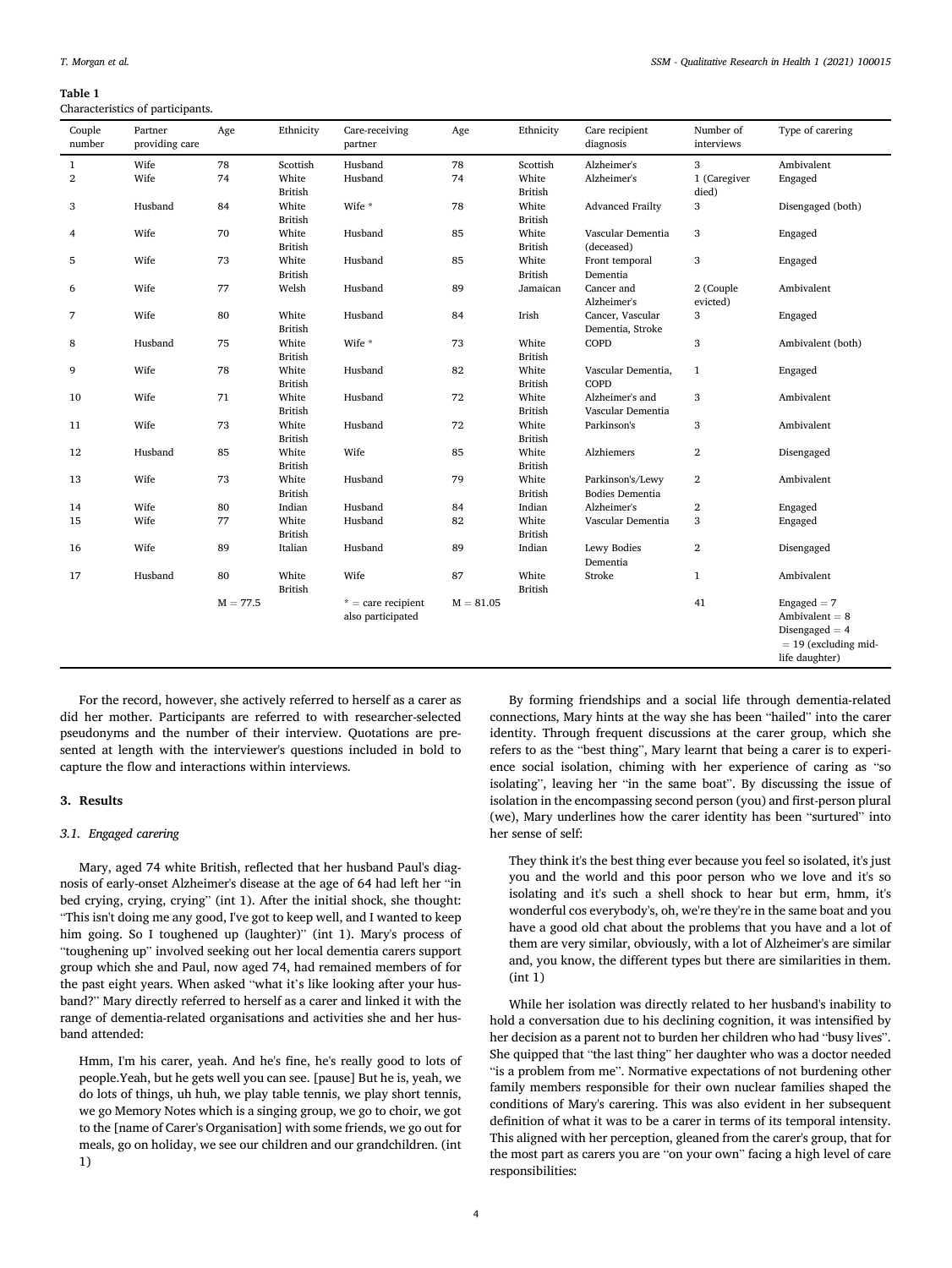**Table 1**
Characteristics of participants.

| Couple number | Partner providing care | Age | Ethnicity | Care-receiving partner | Age | Ethnicity | Care recipient diagnosis | Number of interviews | Type of carering |
|---|---|---|---|---|---|---|---|---|---|
| 1 | Wife | 78 | Scottish | Husband | 78 | Scottish | Alzheimer's | 3 | Ambivalent |
| 2 | Wife | 74 | White British | Husband | 74 | White British | Alzheimer's | 1 (Caregiver died) | Engaged |
| 3 | Husband | 84 | White British | Wife * | 78 | White British | Advanced Frailty | 3 | Disengaged (both) |
| 4 | Wife | 70 | White British | Husband | 85 | White British | Vascular Dementia (deceased) | 3 | Engaged |
| 5 | Wife | 73 | White British | Husband | 85 | White British | Front temporal Dementia | 3 | Engaged |
| 6 | Wife | 77 | Welsh | Husband | 89 | Jamaican | Cancer and Alzheimer's | 2 (Couple evicted) | Ambivalent |
| 7 | Wife | 80 | White British | Husband | 84 | Irish | Cancer, Vascular Dementia, Stroke | 3 | Engaged |
| 8 | Husband | 75 | White British | Wife * | 73 | White British | COPD | 3 | Ambivalent (both) |
| 9 | Wife | 78 | White British | Husband | 82 | White British | Vascular Dementia, COPD | 1 | Engaged |
| 10 | Wife | 71 | White British | Husband | 72 | White British | Alzheimer's and Vascular Dementia | 3 | Ambivalent |
| 11 | Wife | 73 | White British | Husband | 72 | White British | Parkinson's | 3 | Ambivalent |
| 12 | Husband | 85 | White British | Wife | 85 | White British | Alzhiemers | 2 | Disengaged |
| 13 | Wife | 73 | White British | Husband | 79 | White British | Parkinson's/Lewy Bodies Dementia | 2 | Ambivalent |
| 14 | Wife | 80 | Indian | Husband | 84 | Indian | Alzheimer's | 2 | Engaged |
| 15 | Wife | 77 | White British | Husband | 82 | White British | Vascular Dementia | 3 | Engaged |
| 16 | Wife | 89 | Italian | Husband | 89 | Indian | Lewy Bodies Dementia | 2 | Disengaged |
| 17 | Husband | 80 | White British | Wife | 87 | White British | Stroke | 1 | Ambivalent |
| | | M = 77.5 | | * = care recipient also participated | M = 81.05 | | | 41 | Engaged = 7<br>Ambivalent = 8<br>Disengaged = 4<br>= 19 (excluding mid-life daughter) |

For the record, however, she actively referred to herself as a carer as did her mother. Participants are referred to with researcher-selected pseudonyms and the number of their interview. Quotations are presented at length with the interviewer's questions included in bold to capture the flow and interactions within interviews.

## 3. Results

### 3.1. Engaged carering

Mary, aged 74 white British, reflected that her husband Paul's diagnosis of early-onset Alzheimer's disease at the age of 64 had left her "in bed crying, crying, crying" (int 1). After the initial shock, she thought: "This isn't doing me any good, I've got to keep well, and I wanted to keep him going. So I toughened up (laughter)" (int 1). Mary's process of "toughening up" involved seeking out her local dementia carers support group which she and Paul, now aged 74, had remained members of for the past eight years. When asked "what it's like looking after your husband?" Mary directly referred to herself as a carer and linked it with the range of dementia-related organisations and activities she and her husband attended:

> Hmm, I'm his carer, yeah. And he's fine, he's really good to lots of people.Yeah, but he gets well you can see. [pause] But he is, yeah, we do lots of things, uh huh, we play table tennis, we play short tennis, we go Memory Notes which is a singing group, we go to choir, we got to the [name of Carer's Organisation] with some friends, we go out for meals, go on holiday, we see our children and our grandchildren. (int 1)

By forming friendships and a social life through dementia-related connections, Mary hints at the way she has been "hailed" into the carer identity. Through frequent discussions at the carer group, which she refers to as the "best thing", Mary learnt that being a carer is to experience social isolation, chiming with her experience of caring as "so isolating", leaving her "in the same boat". By discussing the issue of isolation in the encompassing second person (you) and first-person plural (we), Mary underlines how the carer identity has been "surtured" into her sense of self:

> They think it's the best thing ever because you feel so isolated, it's just you and the world and this poor person who we love and it's so isolating and it's such a shell shock to hear but erm, hmm, it's wonderful cos everybody's, oh, we're they're in the same boat and you have a good old chat about the problems that you have and a lot of them are very similar, obviously, with a lot of Alzheimer's are similar and, you know, the different types but there are similarities in them. (int 1)

While her isolation was directly related to her husband's inability to hold a conversation due to his declining cognition, it was intensified by her decision as a parent not to burden her children who had "busy lives". She quipped that "the last thing" her daughter who was a doctor needed "is a problem from me". Normative expectations of not burdening other family members responsible for their own nuclear families shaped the conditions of Mary's carering. This was also evident in her subsequent definition of what it was to be a carer in terms of its temporal intensity. This aligned with her perception, gleaned from the carer's group, that for the most part as carers you are "on your own" facing a high level of care responsibilities: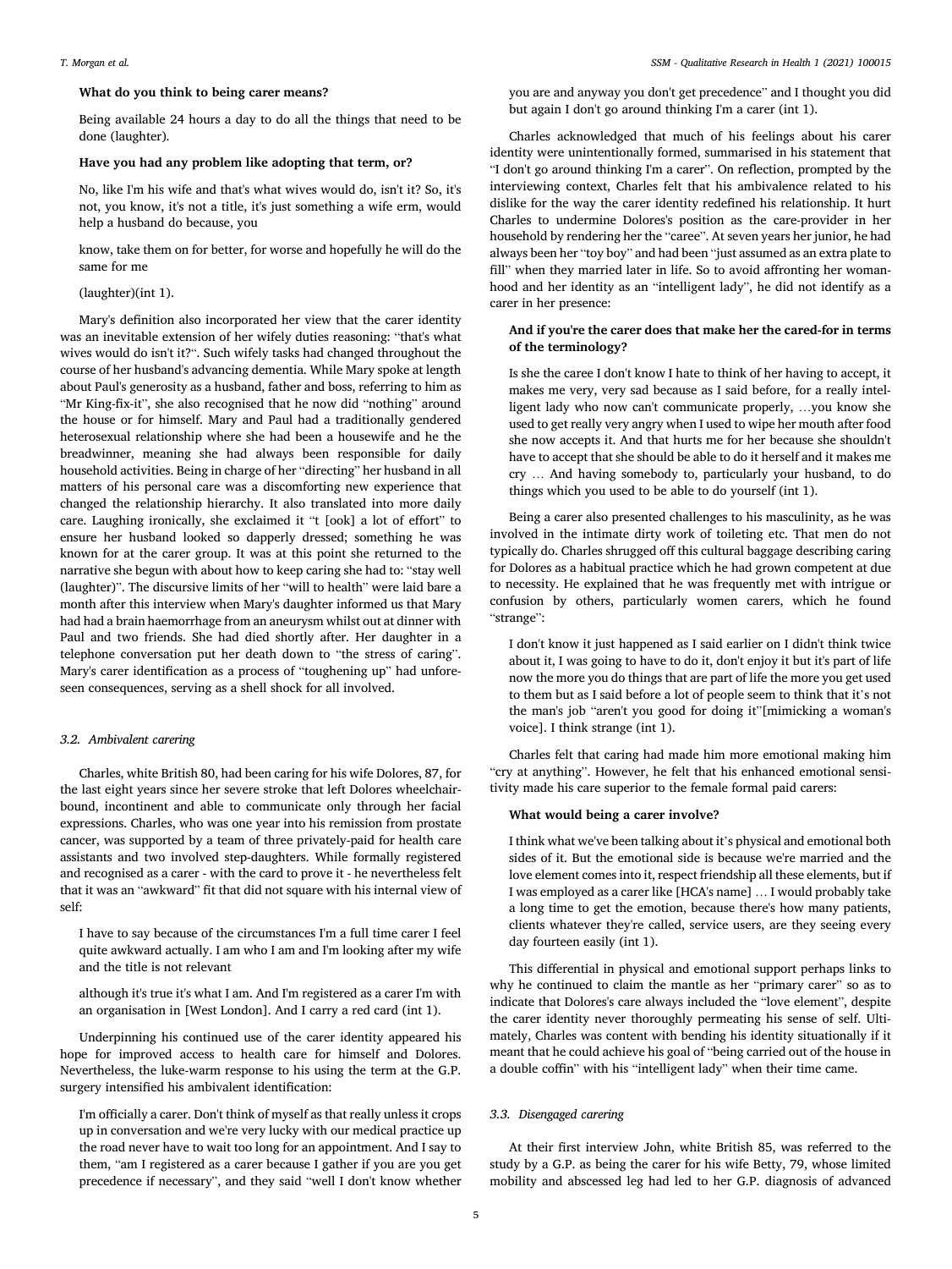**What do you think to being carer means?**

Being available 24 hours a day to do all the things that need to be done (laughter).

**Have you had any problem like adopting that term, or?**

No, like I'm his wife and that's what wives would do, isn't it? So, it's not, you know, it's not a title, it's just something a wife erm, would help a husband do because, you

know, take them on for better, for worse and hopefully he will do the same for me

(laughter)(int 1).

Mary's definition also incorporated her view that the carer identity was an inevitable extension of her wifely duties reasoning: "that's what wives would do isn't it?". Such wifely tasks had changed throughout the course of her husband's advancing dementia. While Mary spoke at length about Paul's generosity as a husband, father and boss, referring to him as "Mr King-fix-it", she also recognised that he now did "nothing" around the house or for himself. Mary and Paul had a traditionally gendered heterosexual relationship where she had been a housewife and he the breadwinner, meaning she had always been responsible for daily household activities. Being in charge of her "directing" her husband in all matters of his personal care was a discomforting new experience that changed the relationship hierarchy. It also translated into more daily care. Laughing ironically, she exclaimed it "t [ook] a lot of effort" to ensure her husband looked so dapperly dressed; something he was known for at the carer group. It was at this point she returned to the narrative she begun with about how to keep caring she had to: "stay well (laughter)". The discursive limits of her "will to health" were laid bare a month after this interview when Mary's daughter informed us that Mary had had a brain haemorrhage from an aneurysm whilst out at dinner with Paul and two friends. She had died shortly after. Her daughter in a telephone conversation put her death down to "the stress of caring". Mary's carer identification as a process of "toughening up" had unforeseen consequences, serving as a shell shock for all involved.

### 3.2. Ambivalent carering

Charles, white British 80, had been caring for his wife Dolores, 87, for the last eight years since her severe stroke that left Dolores wheelchair-bound, incontinent and able to communicate only through her facial expressions. Charles, who was one year into his remission from prostate cancer, was supported by a team of three privately-paid for health care assistants and two involved step-daughters. While formally registered and recognised as a carer - with the card to prove it - he nevertheless felt that it was an "awkward" fit that did not square with his internal view of self:

I have to say because of the circumstances I'm a full time carer I feel quite awkward actually. I am who I am and I'm looking after my wife and the title is not relevant

although it's true it's what I am. And I'm registered as a carer I'm with an organisation in [West London]. And I carry a red card (int 1).

Underpinning his continued use of the carer identity appeared his hope for improved access to health care for himself and Dolores. Nevertheless, the luke-warm response to his using the term at the G.P. surgery intensified his ambivalent identification:

I'm officially a carer. Don't think of myself as that really unless it crops up in conversation and we're very lucky with our medical practice up the road never have to wait too long for an appointment. And I say to them, "am I registered as a carer because I gather if you are you get precedence if necessary", and they said "well I don't know whether you are and anyway you don't get precedence" and I thought you did but again I don't go around thinking I'm a carer (int 1).

Charles acknowledged that much of his feelings about his carer identity were unintentionally formed, summarised in his statement that "I don't go around thinking I'm a carer". On reflection, prompted by the interviewing context, Charles felt that his ambivalence related to his dislike for the way the carer identity redefined his relationship. It hurt Charles to undermine Dolores's position as the care-provider in her household by rendering her the "caree". At seven years her junior, he had always been her "toy boy" and had been "just assumed as an extra plate to fill" when they married later in life. So to avoid affronting her womanhood and her identity as an "intelligent lady", he did not identify as a carer in her presence:

**And if you're the carer does that make her the cared-for in terms of the terminology?**

Is she the caree I don't know I hate to think of her having to accept, it makes me very, very sad because as I said before, for a really intelligent lady who now can't communicate properly, …you know she used to get really very angry when I used to wipe her mouth after food she now accepts it. And that hurts me for her because she shouldn't have to accept that she should be able to do it herself and it makes me cry … And having somebody to, particularly your husband, to do things which you used to be able to do yourself (int 1).

Being a carer also presented challenges to his masculinity, as he was involved in the intimate dirty work of toileting etc. That men do not typically do. Charles shrugged off this cultural baggage describing caring for Dolores as a habitual practice which he had grown competent at due to necessity. He explained that he was frequently met with intrigue or confusion by others, particularly women carers, which he found "strange":

I don't know it just happened as I said earlier on I didn't think twice about it, I was going to have to do it, don't enjoy it but it's part of life now the more you do things that are part of life the more you get used to them but as I said before a lot of people seem to think that it's not the man's job "aren't you good for doing it"[mimicking a woman's voice]. I think strange (int 1).

Charles felt that caring had made him more emotional making him "cry at anything". However, he felt that his enhanced emotional sensitivity made his care superior to the female formal paid carers:

**What would being a carer involve?**

I think what we've been talking about it's physical and emotional both sides of it. But the emotional side is because we're married and the love element comes into it, respect friendship all these elements, but if I was employed as a carer like [HCA's name] … I would probably take a long time to get the emotion, because there's how many patients, clients whatever they're called, service users, are they seeing every day fourteen easily (int 1).

This differential in physical and emotional support perhaps links to why he continued to claim the mantle as her "primary carer" so as to indicate that Dolores's care always included the "love element", despite the carer identity never thoroughly permeating his sense of self. Ultimately, Charles was content with bending his identity situationally if it meant that he could achieve his goal of "being carried out of the house in a double coffin" with his "intelligent lady" when their time came.

### 3.3. Disengaged carering

At their first interview John, white British 85, was referred to the study by a G.P. as being the carer for his wife Betty, 79, whose limited mobility and abscessed leg had led to her G.P. diagnosis of advanced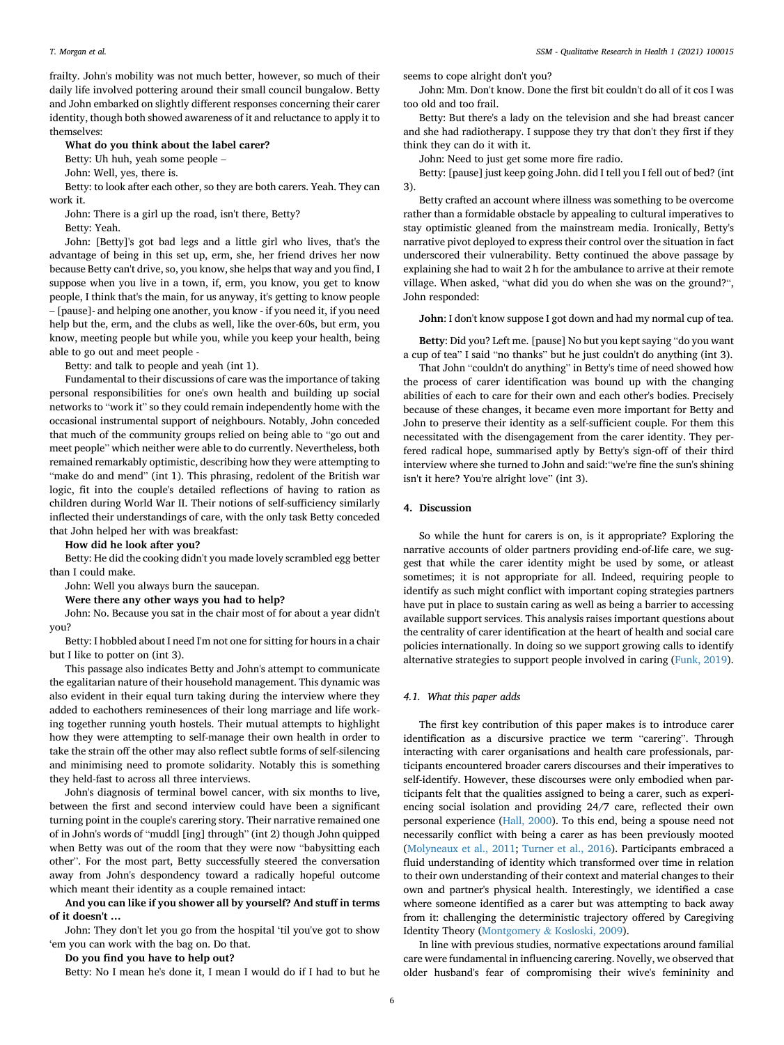frailty. John's mobility was not much better, however, so much of their daily life involved pottering around their small council bungalow. Betty and John embarked on slightly different responses concerning their carer identity, though both showed awareness of it and reluctance to apply it to themselves:

**What do you think about the label carer?**

Betty: Uh huh, yeah some people –

John: Well, yes, there is.

Betty: to look after each other, so they are both carers. Yeah. They can work it.

John: There is a girl up the road, isn't there, Betty?

Betty: Yeah.

John: [Betty]'s got bad legs and a little girl who lives, that's the advantage of being in this set up, erm, she, her friend drives her now because Betty can't drive, so, you know, she helps that way and you find, I suppose when you live in a town, if, erm, you know, you get to know people, I think that's the main, for us anyway, it's getting to know people – [pause]- and helping one another, you know - if you need it, if you need help but the, erm, and the clubs as well, like the over-60s, but erm, you know, meeting people but while you, while you keep your health, being able to go out and meet people -

Betty: and talk to people and yeah (int 1).

Fundamental to their discussions of care was the importance of taking personal responsibilities for one's own health and building up social networks to "work it" so they could remain independently home with the occasional instrumental support of neighbours. Notably, John conceded that much of the community groups relied on being able to "go out and meet people" which neither were able to do currently. Nevertheless, both remained remarkably optimistic, describing how they were attempting to "make do and mend" (int 1). This phrasing, redolent of the British war logic, fit into the couple's detailed reflections of having to ration as children during World War II. Their notions of self-sufficiency similarly inflected their understandings of care, with the only task Betty conceded that John helped her with was breakfast:

**How did he look after you?**

Betty: He did the cooking didn't you made lovely scrambled egg better than I could make.

John: Well you always burn the saucepan.

**Were there any other ways you had to help?**

John: No. Because you sat in the chair most of for about a year didn't you?

Betty: I hobbled about I need I'm not one for sitting for hours in a chair but I like to potter on (int 3).

This passage also indicates Betty and John's attempt to communicate the egalitarian nature of their household management. This dynamic was also evident in their equal turn taking during the interview where they added to eachothers reminesences of their long marriage and life working together running youth hostels. Their mutual attempts to highlight how they were attempting to self-manage their own health in order to take the strain off the other may also reflect subtle forms of self-silencing and minimising need to promote solidarity. Notably this is something they held-fast to across all three interviews.

John's diagnosis of terminal bowel cancer, with six months to live, between the first and second interview could have been a significant turning point in the couple's carering story. Their narrative remained one of in John's words of "muddl [ing] through" (int 2) though John quipped when Betty was out of the room that they were now "babysitting each other". For the most part, Betty successfully steered the conversation away from John's despondency toward a radically hopeful outcome which meant their identity as a couple remained intact:

**And you can like if you shower all by yourself? And stuff in terms of it doesn't …**

John: They don't let you go from the hospital 'til you've got to show 'em you can work with the bag on. Do that.

**Do you find you have to help out?**

Betty: No I mean he's done it, I mean I would do if I had to but he seems to cope alright don't you?

John: Mm. Don't know. Done the first bit couldn't do all of it cos I was too old and too frail.

Betty: But there's a lady on the television and she had breast cancer and she had radiotherapy. I suppose they try that don't they first if they think they can do it with it.

John: Need to just get some more fire radio.

Betty: [pause] just keep going John. did I tell you I fell out of bed? (int 3).

Betty crafted an account where illness was something to be overcome rather than a formidable obstacle by appealing to cultural imperatives to stay optimistic gleaned from the mainstream media. Ironically, Betty's narrative pivot deployed to express their control over the situation in fact underscored their vulnerability. Betty continued the above passage by explaining she had to wait 2 h for the ambulance to arrive at their remote village. When asked, "what did you do when she was on the ground?", John responded:

**John**: I don't know suppose I got down and had my normal cup of tea.

**Betty**: Did you? Left me. [pause] No but you kept saying "do you want a cup of tea" I said "no thanks" but he just couldn't do anything (int 3).

That John "couldn't do anything" in Betty's time of need showed how the process of carer identification was bound up with the changing abilities of each to care for their own and each other's bodies. Precisely because of these changes, it became even more important for Betty and John to preserve their identity as a self-sufficient couple. For them this necessitated with the disengagement from the carer identity. They perfered radical hope, summarised aptly by Betty's sign-off of their third interview where she turned to John and said:"we're fine the sun's shining isn't it here? You're alright love" (int 3).

## 4. Discussion

So while the hunt for carers is on, is it appropriate? Exploring the narrative accounts of older partners providing end-of-life care, we suggest that while the carer identity might be used by some, or atleast sometimes; it is not appropriate for all. Indeed, requiring people to identify as such might conflict with important coping strategies partners have put in place to sustain caring as well as being a barrier to accessing available support services. This analysis raises important questions about the centrality of carer identification at the heart of health and social care policies internationally. In doing so we support growing calls to identify alternative strategies to support people involved in caring (Funk, 2019).

### 4.1. What this paper adds

The first key contribution of this paper makes is to introduce carer identification as a discursive practice we term "carering". Through interacting with carer organisations and health care professionals, participants encountered broader carers discourses and their imperatives to self-identify. However, these discourses were only embodied when participants felt that the qualities assigned to being a carer, such as experiencing social isolation and providing 24/7 care, reflected their own personal experience (Hall, 2000). To this end, being a spouse need not necessarily conflict with being a carer as has been previously mooted (Molyneaux et al., 2011; Turner et al., 2016). Participants embraced a fluid understanding of identity which transformed over time in relation to their own understanding of their context and material changes to their own and partner's physical health. Interestingly, we identified a case where someone identified as a carer but was attempting to back away from it: challenging the deterministic trajectory offered by Caregiving Identity Theory (Montgomery & Kosloski, 2009).

In line with previous studies, normative expectations around familial care were fundamental in influencing carering. Novelly, we observed that older husband's fear of compromising their wive's femininity and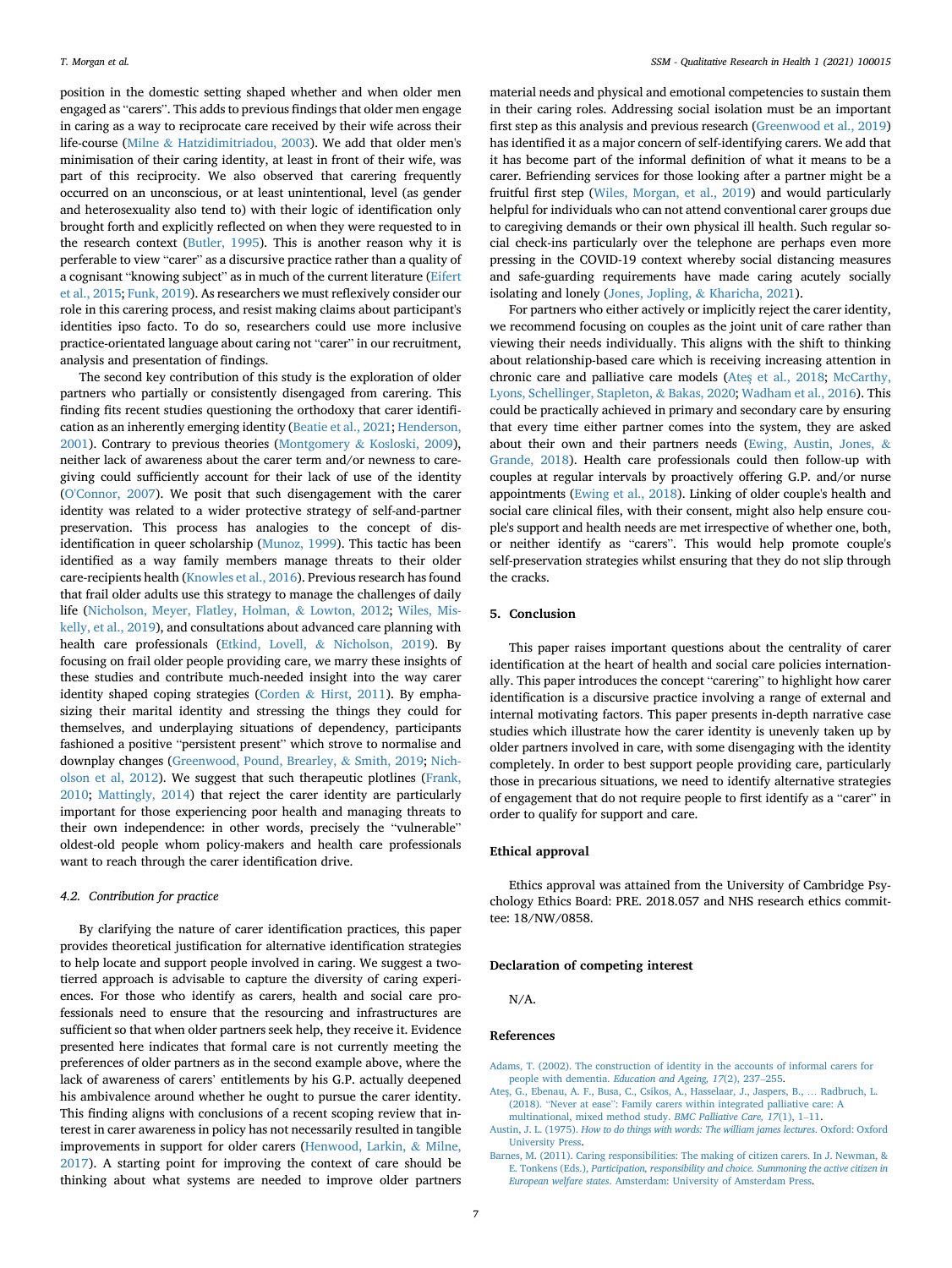position in the domestic setting shaped whether and when older men engaged as "carers". This adds to previous findings that older men engage in caring as a way to reciprocate care received by their wife across their life-course (Milne & Hatzidimitriadou, 2003). We add that older men's minimisation of their caring identity, at least in front of their wife, was part of this reciprocity. We also observed that carering frequently occurred on an unconscious, or at least unintentional, level (as gender and heterosexuality also tend to) with their logic of identification only brought forth and explicitly reflected on when they were requested to in the research context (Butler, 1995). This is another reason why it is perferable to view "carer" as a discursive practice rather than a quality of a cognisant "knowing subject" as in much of the current literature (Eifert et al., 2015; Funk, 2019). As researchers we must reflexively consider our role in this carering process, and resist making claims about participant's identities ipso facto. To do so, researchers could use more inclusive practice-orientated language about caring not "carer" in our recruitment, analysis and presentation of findings.

The second key contribution of this study is the exploration of older partners who partially or consistently disengaged from carering. This finding fits recent studies questioning the orthodoxy that carer identification as an inherently emerging identity (Beatie et al., 2021; Henderson, 2001). Contrary to previous theories (Montgomery & Kosloski, 2009), neither lack of awareness about the carer term and/or newness to caregiving could sufficiently account for their lack of use of the identity (O'Connor, 2007). We posit that such disengagement with the carer identity was related to a wider protective strategy of self-and-partner preservation. This process has analogies to the concept of disidentification in queer scholarship (Munoz, 1999). This tactic has been identified as a way family members manage threats to their older care-recipients health (Knowles et al., 2016). Previous research has found that frail older adults use this strategy to manage the challenges of daily life (Nicholson, Meyer, Flatley, Holman, & Lowton, 2012; Wiles, Miskelly, et al., 2019), and consultations about advanced care planning with health care professionals (Etkind, Lovell, & Nicholson, 2019). By focusing on frail older people providing care, we marry these insights of these studies and contribute much-needed insight into the way carer identity shaped coping strategies (Corden & Hirst, 2011). By emphasizing their marital identity and stressing the things they could for themselves, and underplaying situations of dependency, participants fashioned a positive "persistent present" which strove to normalise and downplay changes (Greenwood, Pound, Brearley, & Smith, 2019; Nicholson et al, 2012). We suggest that such therapeutic plotlines (Frank, 2010; Mattingly, 2014) that reject the carer identity are particularly important for those experiencing poor health and managing threats to their own independence: in other words, precisely the "vulnerable" oldest-old people whom policy-makers and health care professionals want to reach through the carer identification drive.

### 4.2. Contribution for practice

By clarifying the nature of carer identification practices, this paper provides theoretical justification for alternative identification strategies to help locate and support people involved in caring. We suggest a two-tierred approach is advisable to capture the diversity of caring experiences. For those who identify as carers, health and social care professionals need to ensure that the resourcing and infrastructures are sufficient so that when older partners seek help, they receive it. Evidence presented here indicates that formal care is not currently meeting the preferences of older partners as in the second example above, where the lack of awareness of carers' entitlements by his G.P. actually deepened his ambivalence around whether he ought to pursue the carer identity. This finding aligns with conclusions of a recent scoping review that interest in carer awareness in policy has not necessarily resulted in tangible improvements in support for older carers (Henwood, Larkin, & Milne, 2017). A starting point for improving the context of care should be thinking about what systems are needed to improve older partners material needs and physical and emotional competencies to sustain them in their caring roles. Addressing social isolation must be an important first step as this analysis and previous research (Greenwood et al., 2019) has identified it as a major concern of self-identifying carers. We add that it has become part of the informal definition of what it means to be a carer. Befriending services for those looking after a partner might be a fruitful first step (Wiles, Morgan, et al., 2019) and would particularly helpful for individuals who can not attend conventional carer groups due to caregiving demands or their own physical ill health. Such regular social check-ins particularly over the telephone are perhaps even more pressing in the COVID-19 context whereby social distancing measures and safe-guarding requirements have made caring acutely socially isolating and lonely (Jones, Jopling, & Kharicha, 2021).

For partners who either actively or implicitly reject the carer identity, we recommend focusing on couples as the joint unit of care rather than viewing their needs individually. This aligns with the shift to thinking about relationship-based care which is receiving increasing attention in chronic care and palliative care models (Ateş et al., 2018; McCarthy, Lyons, Schellinger, Stapleton, & Bakas, 2020; Wadham et al., 2016). This could be practically achieved in primary and secondary care by ensuring that every time either partner comes into the system, they are asked about their own and their partners needs (Ewing, Austin, Jones, & Grande, 2018). Health care professionals could then follow-up with couples at regular intervals by proactively offering G.P. and/or nurse appointments (Ewing et al., 2018). Linking of older couple's health and social care clinical files, with their consent, might also help ensure couple's support and health needs are met irrespective of whether one, both, or neither identify as "carers". This would help promote couple's self-preservation strategies whilst ensuring that they do not slip through the cracks.

## 5. Conclusion

This paper raises important questions about the centrality of carer identification at the heart of health and social care policies internationally. This paper introduces the concept "carering" to highlight how carer identification is a discursive practice involving a range of external and internal motivating factors. This paper presents in-depth narrative case studies which illustrate how the carer identity is unevenly taken up by older partners involved in care, with some disengaging with the identity completely. In order to best support people providing care, particularly those in precarious situations, we need to identify alternative strategies of engagement that do not require people to first identify as a "carer" in order to qualify for support and care.

## Ethical approval

Ethics approval was attained from the University of Cambridge Psychology Ethics Board: PRE. 2018.057 and NHS research ethics committee: 18/NW/0858.

## Declaration of competing interest

N/A.

## References

Adams, T. (2002). The construction of identity in the accounts of informal carers for people with dementia. *Education and Ageing, 17*(2), 237–255.

Ateş, G., Ebenau, A. F., Busa, C., Csikos, A., Hasselaar, J., Jaspers, B., … Radbruch, L. (2018). "Never at ease": Family carers within integrated palliative care: A multinational, mixed method study. *BMC Palliative Care, 17*(1), 1–11.

Austin, J. L. (1975). *How to do things with words: The william james lectures*. Oxford: Oxford University Press.

Barnes, M. (2011). Caring responsibilities: The making of citizen carers. In J. Newman, & E. Tonkens (Eds.), *Participation, responsibility and choice. Summoning the active citizen in European welfare states*. Amsterdam: University of Amsterdam Press.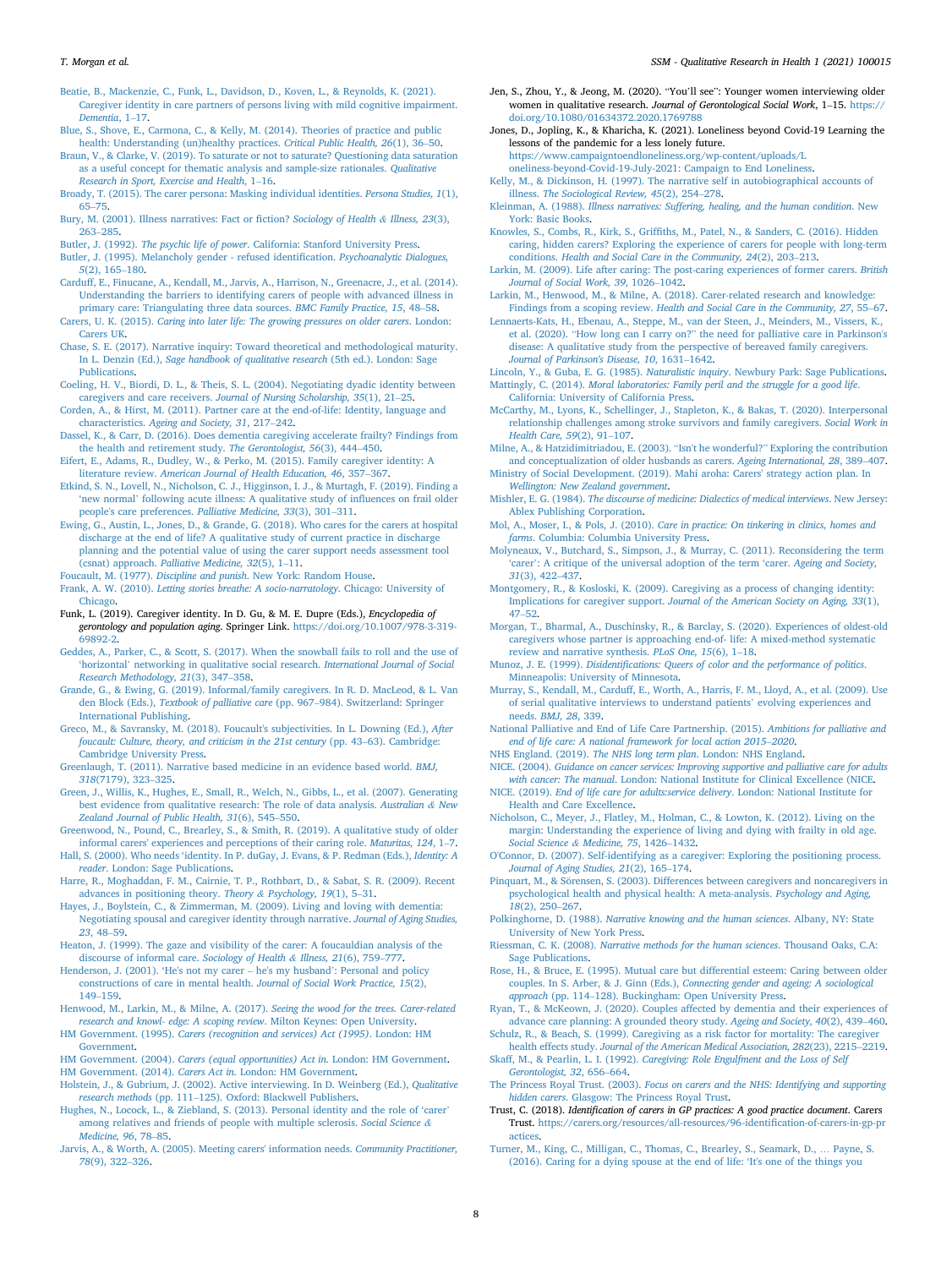Beatie, B., Mackenzie, C., Funk, L., Davidson, D., Koven, L., & Reynolds, K. (2021). Caregiver identity in care partners of persons living with mild cognitive impairment. *Dementia*, 1–17.

Blue, S., Shove, E., Carmona, C., & Kelly, M. (2014). Theories of practice and public health: Understanding (un)healthy practices. *Critical Public Health, 26*(1), 36–50.

Braun, V., & Clarke, V. (2019). To saturate or not to saturate? Questioning data saturation as a useful concept for thematic analysis and sample-size rationales. *Qualitative Research in Sport, Exercise and Health*, 1–16.

Broady, T. (2015). The carer persona: Masking individual identities. *Persona Studies, 1*(1), 65–75.

Bury, M. (2001). Illness narratives: Fact or fiction? *Sociology of Health & Illness, 23*(3), 263–285.

Butler, J. (1992). *The psychic life of power*. California: Stanford University Press.

Butler, J. (1995). Melancholy gender - refused identification. *Psychoanalytic Dialogues, 5*(2), 165–180.

Carduff, E., Finucane, A., Kendall, M., Jarvis, A., Harrison, N., Greenacre, J., et al. (2014). Understanding the barriers to identifying carers of people with advanced illness in primary care: Triangulating three data sources. *BMC Family Practice, 15*, 48–58.

Carers, U. K. (2015). *Caring into later life: The growing pressures on older carers*. London: Carers UK.

Chase, S. E. (2017). Narrative inquiry: Toward theoretical and methodological maturity. In L. Denzin (Ed.), *Sage handbook of qualitative research* (5th ed.). London: Sage Publications.

Coeling, H. V., Biordi, D. L., & Theis, S. L. (2004). Negotiating dyadic identity between caregivers and care receivers. *Journal of Nursing Scholarship, 35*(1), 21–25.

Corden, A., & Hirst, M. (2011). Partner care at the end-of-life: Identity, language and characteristics. *Ageing and Society, 31*, 217–242.

Dassel, K., & Carr, D. (2016). Does dementia caregiving accelerate frailty? Findings from the health and retirement study. *The Gerontologist, 56*(3), 444–450.

Eifert, E., Adams, R., Dudley, W., & Perko, M. (2015). Family caregiver identity: A literature review. *American Journal of Health Education, 46*, 357–367.

Etkind, S. N., Lovell, N., Nicholson, C. J., Higginson, I. J., & Murtagh, F. (2019). Finding a 'new normal' following acute illness: A qualitative study of influences on frail older people's care preferences. *Palliative Medicine, 33*(3), 301–311.

Ewing, G., Austin, L., Jones, D., & Grande, G. (2018). Who cares for the carers at hospital discharge at the end of life? A qualitative study of current practice in discharge planning and the potential value of using the carer support needs assessment tool (csnat) approach. *Palliative Medicine, 32*(5), 1–11.

Foucault, M. (1977). *Discipline and punish*. New York: Random House.

Frank, A. W. (2010). *Letting stories breathe: A socio-narratology*. Chicago: University of Chicago.

Funk, L. (2019). Caregiver identity. In D. Gu, & M. E. Dupre (Eds.), *Encyclopedia of gerontology and population aging*. Springer Link. https://doi.org/10.1007/978-3-319-69892-2.

Geddes, A., Parker, C., & Scott, S. (2017). When the snowball fails to roll and the use of 'horizontal' networking in qualitative social research. *International Journal of Social Research Methodology, 21*(3), 347–358.

Grande, G., & Ewing, G. (2019). Informal/family caregivers. In R. D. MacLeod, & L. Van den Block (Eds.), *Textbook of palliative care* (pp. 967–984). Switzerland: Springer International Publishing.

Greco, M., & Savransky, M. (2018). Foucault's subjectivities. In L. Downing (Ed.), *After foucault: Culture, theory, and criticism in the 21st century* (pp. 43–63). Cambridge: Cambridge University Press.

Greenlaugh, T. (2011). Narrative based medicine in an evidence based world. *BMJ, 318*(7179), 323–325.

Green, J., Willis, K., Hughes, E., Small, R., Welch, N., Gibbs, L., et al. (2007). Generating best evidence from qualitative research: The role of data analysis. *Australian & New Zealand Journal of Public Health, 31*(6), 545–550.

Greenwood, N., Pound, C., Brearley, S., & Smith, R. (2019). A qualitative study of older informal carers' experiences and perceptions of their caring role. *Maturitas, 124*, 1–7.

Hall, S. (2000). Who needs 'identity. In P. duGay, J. Evans, & P. Redman (Eds.), *Identity: A reader*. London: Sage Publications.

Harre, R., Moghaddan, F. M., Cairnie, T. P., Rothbart, D., & Sabat, S. R. (2009). Recent advances in positioning theory. *Theory & Psychology, 19*(1), 5–31.

Hayes, J., Boylstein, C., & Zimmerman, M. (2009). Living and loving with dementia: Negotiating spousal and caregiver identity through narrative. *Journal of Aging Studies, 23*, 48–59.

Heaton, J. (1999). The gaze and visibility of the carer: A foucauldian analysis of the discourse of informal care. *Sociology of Health & Illness, 21*(6), 759–777.

Henderson, J. (2001). 'He's not my carer – he's my husband': Personal and policy constructions of care in mental health. *Journal of Social Work Practice, 15*(2), 149–159.

Henwood, M., Larkin, M., & Milne, A. (2017). *Seeing the wood for the trees. Carer-related research and knowl- edge: A scoping review*. Milton Keynes: Open University.

HM Government. (1995). *Carers (recognition and services) Act (1995)*. London: HM Government.

HM Government. (2004). *Carers (equal opportunities) Act in*. London: HM Government.

HM Government. (2014). *Carers Act in*. London: HM Government.

Holstein, J., & Gubrium, J. (2002). Active interviewing. In D. Weinberg (Ed.), *Qualitative research methods* (pp. 111–125). Oxford: Blackwell Publishers.

Hughes, N., Locock, L., & Ziebland, S. (2013). Personal identity and the role of 'carer' among relatives and friends of people with multiple sclerosis. *Social Science & Medicine, 96*, 78–85.

Jarvis, A., & Worth, A. (2005). Meeting carers' information needs. *Community Practitioner, 78*(9), 322–326.

Jen, S., Zhou, Y., & Jeong, M. (2020). "You'll see": Younger women interviewing older women in qualitative research. *Journal of Gerontological Social Work*, 1–15. https://doi.org/10.1080/01634372.2020.1769788

Jones, D., Jopling, K., & Kharicha, K. (2021). Loneliness beyond Covid-19 Learning the lessons of the pandemic for a less lonely future. https://www.campaigntoendloneliness.org/wp-content/uploads/Loneliness-beyond-Covid-19-July-2021: Campaign to End Loneliness.

Kelly, M., & Dickinson, H. (1997). The narrative self in autobiographical accounts of illness. *The Sociological Review, 45*(2), 254–278.

Kleinman, A. (1988). *Illness narratives: Suffering, healing, and the human condition*. New York: Basic Books.

Knowles, S., Combs, R., Kirk, S., Griffiths, M., Patel, N., & Sanders, C. (2016). Hidden caring, hidden carers? Exploring the experience of carers for people with long-term conditions. *Health and Social Care in the Community, 24*(2), 203–213.

Larkin, M. (2009). Life after caring: The post-caring experiences of former carers. *British Journal of Social Work, 39*, 1026–1042.

Larkin, M., Henwood, M., & Milne, A. (2018). Carer-related research and knowledge: Findings from a scoping review. *Health and Social Care in the Community, 27*, 55–67.

Lennaerts-Kats, H., Ebenau, A., Steppe, M., van der Steen, J., Meinders, M., Vissers, K., et al. (2020). "How long can I carry on?" the need for palliative care in Parkinson's disease: A qualitative study from the perspective of bereaved family caregivers. *Journal of Parkinson's Disease, 10*, 1631–1642.

Lincoln, Y., & Guba, E. G. (1985). *Naturalistic inquiry*. Newbury Park: Sage Publications.

Mattingly, C. (2014). *Moral laboratories: Family peril and the struggle for a good life*. California: University of California Press.

McCarthy, M., Lyons, K., Schellinger, J., Stapleton, K., & Bakas, T. (2020). Interpersonal relationship challenges among stroke survivors and family caregivers. *Social Work in Health Care, 59*(2), 91–107.

Milne, A., & Hatzidimitriadou, E. (2003). "Isn't he wonderful?" Exploring the contribution and conceptualization of older husbands as carers. *Ageing International, 28*, 389–407.

Ministry of Social Development. (2019). Mahi aroha: Carers' strategy action plan. In *Wellington: New Zealand government*.

Mishler, E. G. (1984). *The discourse of medicine: Dialectics of medical interviews*. New Jersey: Ablex Publishing Corporation.

Mol, A., Moser, I., & Pols, J. (2010). *Care in practice: On tinkering in clinics, homes and farms*. Columbia: Columbia University Press.

Molyneaux, V., Butchard, S., Simpson, J., & Murray, C. (2011). Reconsidering the term 'carer': A critique of the universal adoption of the term 'carer. *Ageing and Society, 31*(3), 422–437.

Montgomery, R., & Kosloski, K. (2009). Caregiving as a process of changing identity: Implications for caregiver support. *Journal of the American Society on Aging, 33*(1), 47–52.

Morgan, T., Bharmal, A., Duschinsky, R., & Barclay, S. (2020). Experiences of oldest-old caregivers whose partner is approaching end-of- life: A mixed-method systematic review and narrative synthesis. *PLoS One, 15*(6), 1–18.

Munoz, J. E. (1999). *Disidentifications: Queers of color and the performance of politics*. Minneapolis: University of Minnesota.

Murray, S., Kendall, M., Carduff, E., Worth, A., Harris, F. M., Lloyd, A., et al. (2009). Use of serial qualitative interviews to understand patients' evolving experiences and needs. *BMJ, 28*, 339.

National Palliative and End of Life Care Partnership. (2015). *Ambitions for palliative and end of life care: A national framework for local action 2015–2020*.

NHS England. (2019). *The NHS long term plan*. London: NHS England.

NICE. (2004). *Guidance on cancer services: Improving supportive and palliative care for adults with cancer: The manual*. London: National Institute for Clinical Excellence (NICE.

NICE. (2019). *End of life care for adults:service delivery*. London: National Institute for Health and Care Excellence.

Nicholson, C., Meyer, J., Flatley, M., Holman, C., & Lowton, K. (2012). Living on the margin: Understanding the experience of living and dying with frailty in old age. *Social Science & Medicine, 75*, 1426–1432.

O'Connor, D. (2007). Self-identifying as a caregiver: Exploring the positioning process. *Journal of Aging Studies, 21*(2), 165–174.

Pinquart, M., & Sörensen, S. (2003). Differences between caregivers and noncaregivers in psychological health and physical health: A meta-analysis. *Psychology and Aging, 18*(2), 250–267.

Polkinghorne, D. (1988). *Narrative knowing and the human sciences*. Albany, NY: State University of New York Press.

Riessman, C. K. (2008). *Narrative methods for the human sciences*. Thousand Oaks, C.A: Sage Publications.

Rose, H., & Bruce, E. (1995). Mutual care but differential esteem: Caring between older couples. In S. Arber, & J. Ginn (Eds.), *Connecting gender and ageing: A sociological approach* (pp. 114–128). Buckingham: Open University Press.

Ryan, T., & McKeown, J. (2020). Couples affected by dementia and their experiences of advance care planning: A grounded theory study. *Ageing and Society, 40*(2), 439–460.

Schulz, R., & Beach, S. (1999). Caregiving as a risk factor for mortality: The caregiver health effects study. *Journal of the American Medical Association, 282*(23), 2215–2219.

Skaff, M., & Pearlin, L. I. (1992). *Caregiving: Role Engulfment and the Loss of Self Gerontologist, 32*, 656–664.

The Princess Royal Trust. (2003). *Focus on carers and the NHS: Identifying and supporting hidden carers*. Glasgow: The Princess Royal Trust.

Trust, C. (2018). *Identification of carers in GP practices: A good practice document*. Carers Trust. https://carers.org/resources/all-resources/96-identification-of-carers-in-gp-practices.

Turner, M., King, C., Milligan, C., Thomas, C., Brearley, S., Seamark, D., … Payne, S. (2016). Caring for a dying spouse at the end of life: 'It's one of the things you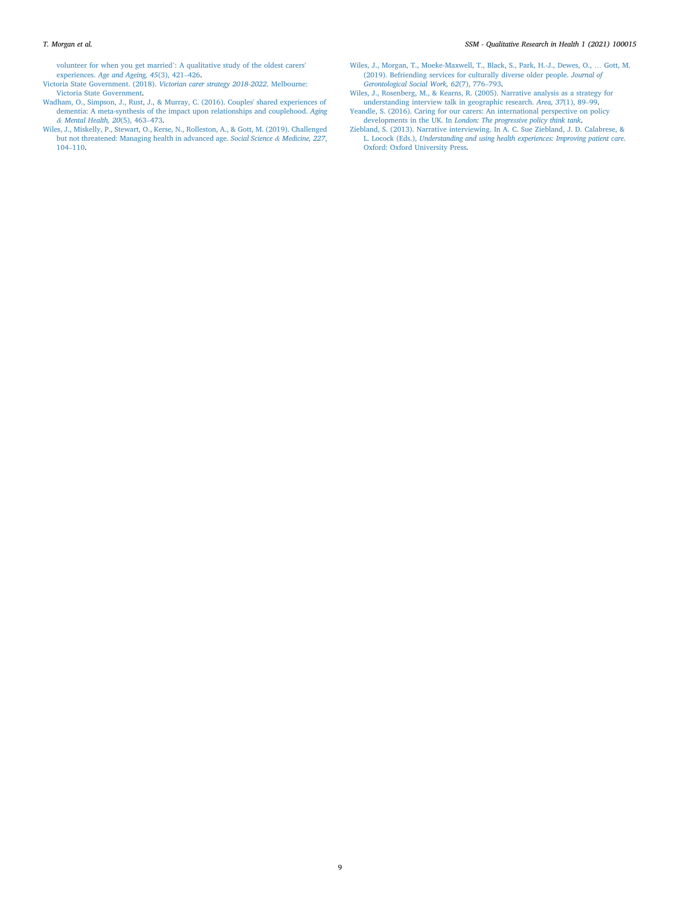volunteer for when you get married': A qualitative study of the oldest carers' experiences. *Age and Ageing, 45*(3), 421–426.

Victoria State Government. (2018). *Victorian carer strategy 2018-2022*. Melbourne: Victoria State Government.

Wadham, O., Simpson, J., Rust, J., & Murray, C. (2016). Couples' shared experiences of dementia: A meta-synthesis of the impact upon relationships and couplehood. *Aging & Mental Health, 20*(5), 463–473.

Wiles, J., Miskelly, P., Stewart, O., Kerse, N., Rolleston, A., & Gott, M. (2019). Challenged but not threatened: Managing health in advanced age. *Social Science & Medicine, 227*, 104–110.

Wiles, J., Morgan, T., Moeke-Maxwell, T., Black, S., Park, H.-J., Dewes, O., … Gott, M. (2019). Befriending services for culturally diverse older people. *Journal of Gerontological Social Work, 62*(7), 776–793.

Wiles, J., Rosenberg, M., & Kearns, R. (2005). Narrative analysis as a strategy for understanding interview talk in geographic research. *Area, 37*(1), 89–99.

Yeandle, S. (2016). Caring for our carers: An international perspective on policy developments in the UK. In *London: The progressive policy think tank*.

Ziebland, S. (2013). Narrative interviewing. In A. C. Sue Ziebland, J. D. Calabrese, & L. Locock (Eds.), *Understanding and using health experiences: Improving patient care*. Oxford: Oxford University Press.